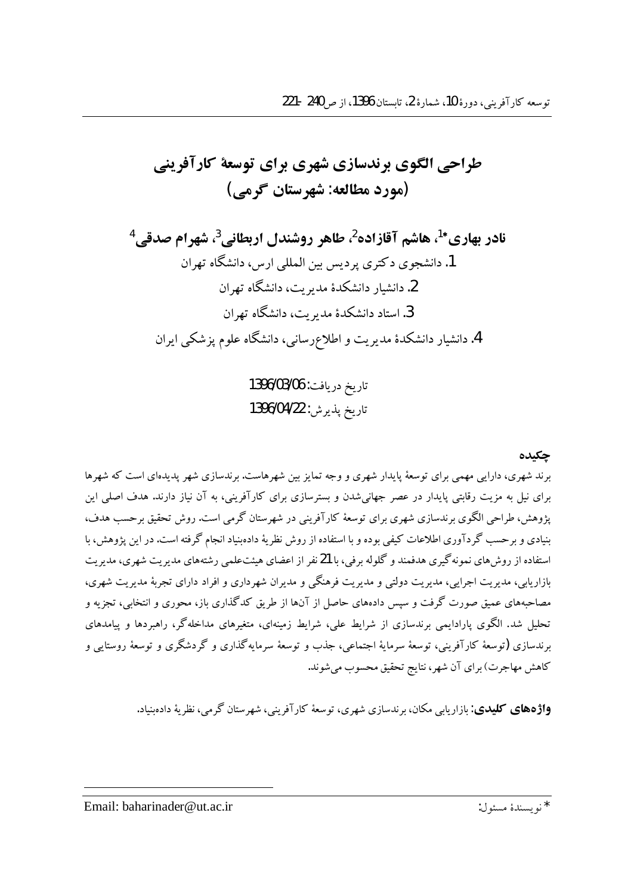# طراحی الگوی برندسازی شهری برای توسعهٔ کارآفرینی (مورد مطالعه: شهرستان گرمی)

**نادر بهاری*[1]، هاشم آقازاده[2]، طاهر روشندل اربطانی[3]، شهرام صدقی[4]**

1. دانشجوی دکتری پردیس بین المللی ارس، دانشگاه تهران
2. دانشیار دانشکدهٔ مدیریت، دانشگاه تهران
3. استاد دانشکدهٔ مدیریت، دانشگاه تهران
4. دانشیار دانشکدهٔ مدیریت و اطلاع‌رسانی، دانشگاه علوم پزشکی ایران

تاریخ دریافت: 1396/03/06

تاریخ پذیرش: 1396/04/22

## چکیده

برند شهری، دارایی مهمی برای توسعهٔ پایدار شهری و وجه تمایز بین شهرهاست. برندسازی شهر پدیده‌ای است که شهرها برای نیل به مزیت رقابتی پایدار در عصر جهانی‌شدن و بسترسازی برای کارآفرینی، به آن نیاز دارند. هدف اصلی این پژوهش، طراحی الگوی برندسازی شهری برای توسعهٔ کارآفرینی در شهرستان گرمی است. روش تحقیق برحسب هدف، بنیادی و برحسب گردآوری اطلاعات کیفی بوده و با استفاده از روش نظریهٔ داده‌بنیاد انجام گرفته است. در این پژوهش، با استفاده از روش‌های نمونه‌گیری هدفمند و گلوله برفی، با 21 نفر از اعضای هیئت‌علمی رشته‌های مدیریت شهری، مدیریت بازاریابی، مدیریت اجرایی، مدیریت دولتی و مدیریت فرهنگی و مدیران شهرداری و افراد دارای تجربهٔ مدیریت شهری، مصاحبه‌های عمیق صورت گرفت و سپس داده‌های حاصل از آن‌ها از طریق کدگذاری باز، محوری و انتخابی، تجزیه و تحلیل شد. الگوی پارادایمی برندسازی از شرایط علی، شرایط زمینه‌ای، متغیرهای مداخله‌گر، راهبردها و پیامدهای برندسازی (توسعهٔ کارآفرینی، توسعهٔ سرمایهٔ اجتماعی، جذب و توسعهٔ سرمایه‌گذاری و گردشگری و توسعهٔ روستایی و کاهش مهاجرت) برای آن شهر، نتایج تحقیق محسوب می‌شوند.

**واژه‌های کلیدی:** بازاریابی مکان، برندسازی شهری، توسعهٔ کارآفرینی، شهرستان گرمی، نظریهٔ داده‌بنیاد.

---

* نویسندهٔ مسئول: Email: baharinader@ut.ac.ir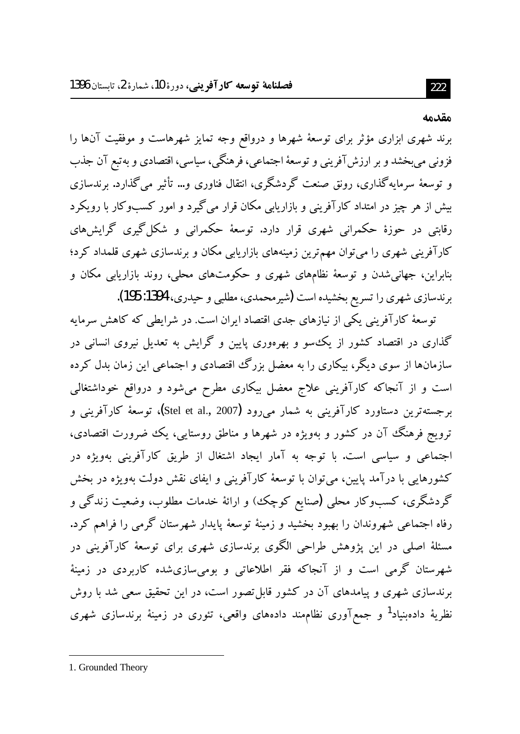## مقدمه

برند شهری ابزاری مؤثر برای توسعهٔ شهرها و درواقع وجه تمایز شهرهاست و موفقیت آن‌ها را فزونی می‌بخشد و بر ارزش‌آفرینی و توسعهٔ اجتماعی، فرهنگی، سیاسی، اقتصادی و به‌تبع آن جذب و توسعهٔ سرمایه‌گذاری، رونق صنعت گردشگری، انتقال فناوری و... تأثیر می‌گذارد. برندسازی بیش از هر چیز در امتداد کارآفرینی و بازاریابی مکان قرار می‌گیرد و امور کسب‌وکار با رویکرد رقابتی در حوزهٔ حکمرانی شهری قرار دارد. توسعهٔ حکمرانی و شکل‌گیری گرایش‌های کارآفرینی شهری را می‌توان مهم‌ترین زمینه‌های بازاریابی مکان و برندسازی شهری قلمداد کرد؛ بنابراین، جهانی‌شدن و توسعهٔ نظام‌های شهری و حکومت‌های محلی، روند بازاریابی مکان و برندسازی شهری را تسریع بخشیده است (شیرمحمدی، مطلبی و حیدری، 1394: 195).

توسعهٔ کارآفرینی یکی از نیازهای جدی اقتصاد ایران است. در شرایطی که کاهش سرمایه گذاری در اقتصاد کشور از یک‌سو و بهره‌وری پایین و گرایش به تعدیل نیروی انسانی در سازمان‌ها از سوی دیگر، بیکاری را به معضل بزرگ اقتصادی و اجتماعی این زمان بدل کرده است و از آنجاکه کارآفرینی علاج معضل بیکاری مطرح می‌شود و درواقع خوداشتغالی برجسته‌ترین دستاورد کارآفرینی به شمار می‌رود (Stel et al., 2007)، توسعهٔ کارآفرینی و ترویج فرهنگ آن در کشور و به‌ویژه در شهرها و مناطق روستایی، یک ضرورت اقتصادی، اجتماعی و سیاسی است. با توجه به آمار ایجاد اشتغال از طریق کارآفرینی به‌ویژه در کشورهایی با درآمد پایین، می‌توان با توسعهٔ کارآفرینی و ایفای نقش دولت به‌ویژه در بخش گردشگری، کسب‌وکار محلی (صنایع کوچک) و ارائهٔ خدمات مطلوب، وضعیت زندگی و رفاه اجتماعی شهروندان را بهبود بخشید و زمینهٔ توسعهٔ پایدار شهرستان گرمی را فراهم کرد. مسئلهٔ اصلی در این پژوهش طراحی الگوی برندسازی شهری برای توسعهٔ کارآفرینی در شهرستان گرمی است و از آنجاکه فقر اطلاعاتی و بومی‌سازی‌شده کاربردی در زمینهٔ برندسازی شهری و پیامدهای آن در کشور قابل‌تصور است، در این تحقیق سعی شد با روش نظریهٔ داده‌بنیاد[1] و جمع‌آوری نظام‌مند داده‌های واقعی، تئوری در زمینهٔ برندسازی شهری

---

1. Grounded Theory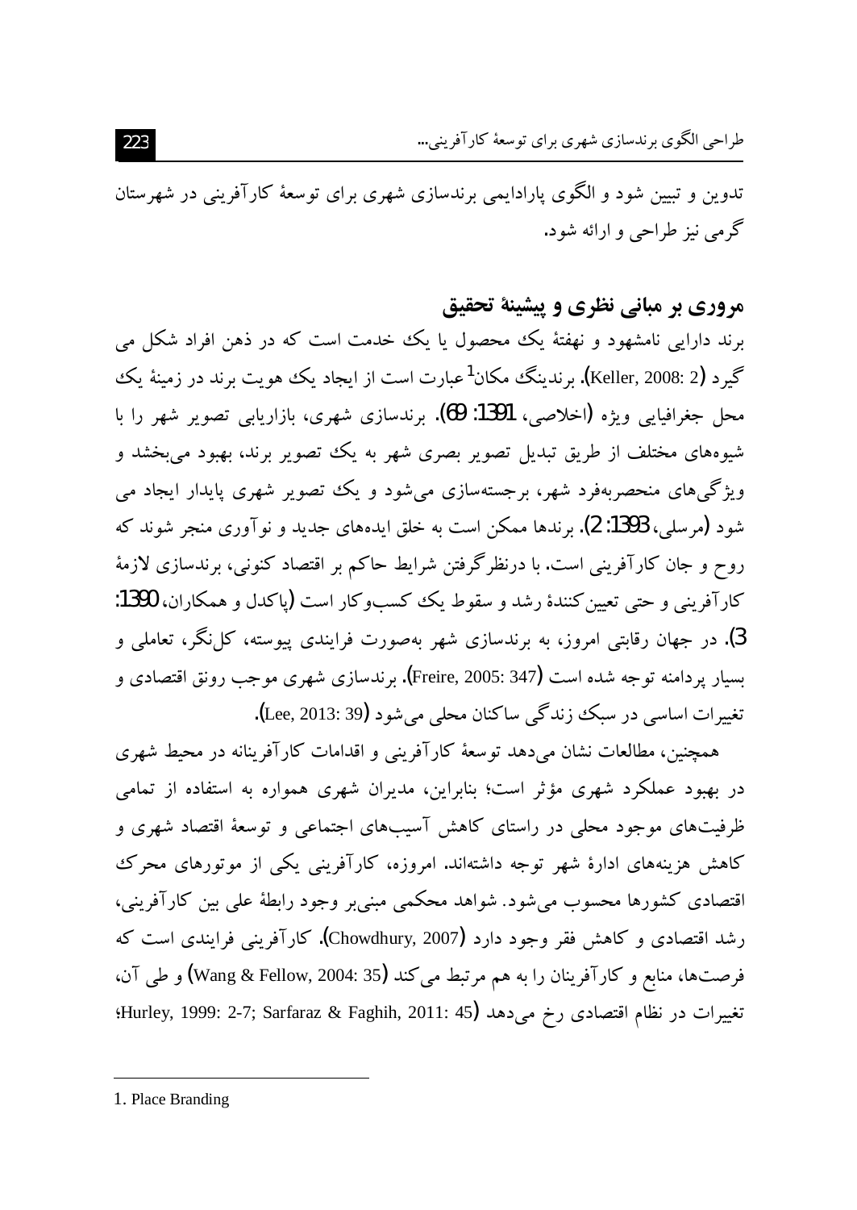تدوین و تبیین شود و الگوی پارادایمی برندسازی شهری برای توسعهٔ کارآفرینی در شهرستان گرمی نیز طراحی و ارائه شود.

## مروری بر مبانی نظری و پیشینهٔ تحقیق

برند دارایی نامشهود و نهفتهٔ یک محصول یا یک خدمت است که در ذهن افراد شکل می گیرد (Keller, 2008: 2). برندینگ مکان[1] عبارت است از ایجاد یک هویت برند در زمینهٔ یک محل جغرافیایی ویژه (اخلاصی، 1391: 69). برندسازی شهری، بازاریابی تصویر شهر را با شیوه‌های مختلف از طریق تبدیل تصویر بصری شهر به یک تصویر برند، بهبود می‌بخشد و ویژگی‌های منحصربه‌فرد شهر، برجسته‌سازی می‌شود و یک تصویر شهری پایدار ایجاد می شود (مرسلی، 1393: 2). برندها ممکن است به خلق ایده‌های جدید و نوآوری منجر شوند که روح و جان کارآفرینی است. با درنظرگرفتن شرایط حاکم بر اقتصاد کنونی، برندسازی لازمهٔ کارآفرینی و حتی تعیین‌کنندهٔ رشد و سقوط یک کسب‌وکار است (پاکدل و همکاران، 1390: 3). در جهان رقابتی امروز، به برندسازی شهر به‌صورت فرایندی پیوسته، کل‌نگر، تعاملی و بسیار پردامنه توجه شده است (Freire, 2005: 347). برندسازی شهری موجب رونق اقتصادی و تغییرات اساسی در سبک زندگی ساکنان محلی می‌شود (Lee, 2013: 39).

همچنین، مطالعات نشان می‌دهد توسعهٔ کارآفرینی و اقدامات کارآفرینانه در محیط شهری در بهبود عملکرد شهری مؤثر است؛ بنابراین، مدیران شهری همواره به استفاده از تمامی ظرفیت‌های موجود محلی در راستای کاهش آسیب‌های اجتماعی و توسعهٔ اقتصاد شهری و کاهش هزینه‌های ادارهٔ شهر توجه داشته‌اند. امروزه، کارآفرینی یکی از موتورهای محرک اقتصادی کشورها محسوب می‌شود. شواهد محکمی مبنی‌بر وجود رابطهٔ علی بین کارآفرینی، رشد اقتصادی و کاهش فقر وجود دارد (Chowdhury, 2007). کارآفرینی فرایندی است که فرصت‌ها، منابع و کارآفرینان را به هم مرتبط می‌کند (Wang & Fellow, 2004: 35) و طی آن، تغییرات در نظام اقتصادی رخ می‌دهد (Hurley, 1999: 2-7; Sarfaraz & Faghih, 2011: 45؛

---

1. Place Branding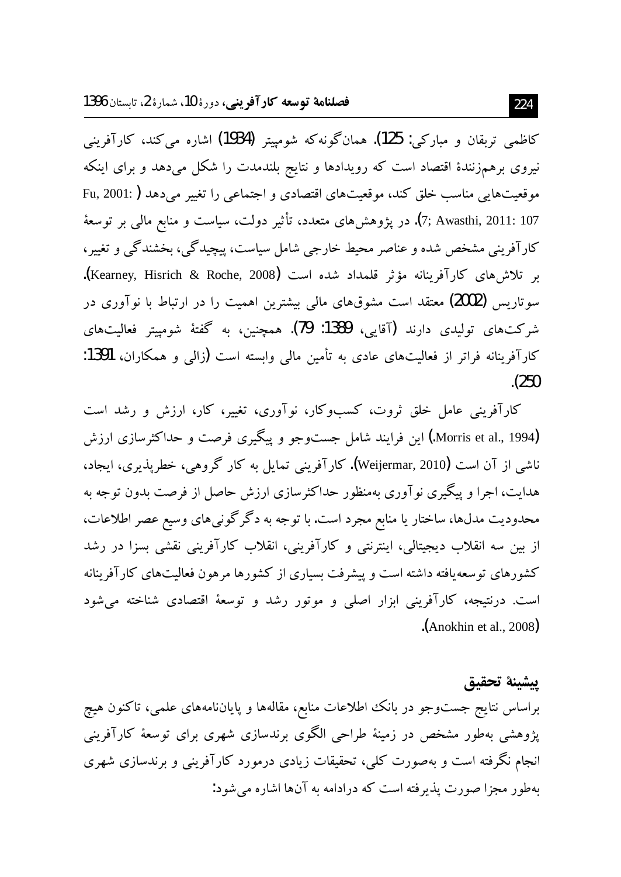کاظمی تربقان و مبارکی: 125). همان‌گونه‌که شومپیتر (1934) اشاره می‌کند، کارآفرینی نیروی برهم‌زنندهٔ اقتصاد است که رویدادها و نتایج بلندمدت را شکل می‌دهد و برای اینکه موقعیت‌هایی مناسب خلق کند، موقعیت‌های اقتصادی و اجتماعی را تغییر می‌دهد (Fu, 2001: 7; Awasthi, 2011: 107). در پژوهش‌های متعدد، تأثیر دولت، سیاست و منابع مالی بر توسعهٔ کارآفرینی مشخص شده و عناصر محیط خارجی شامل سیاست، پیچیدگی، بخشندگی و تغییر، بر تلاش‌های کارآفرینانه مؤثر قلمداد شده است (Kearney, Hisrich & Roche, 2008). سوتاریس (2002) معتقد است مشوق‌های مالی بیشترین اهمیت را در ارتباط با نوآوری در شرکت‌های تولیدی دارند (آقایی، 1389: 79). همچنین، به گفتهٔ شومپیتر فعالیت‌های کارآفرینانه فراتر از فعالیت‌های عادی به تأمین مالی وابسته است (زالی و همکاران، 1391: 250).

کارآفرینی عامل خلق ثروت، کسب‌وکار، نوآوری، تغییر، کار، ارزش و رشد است (Morris et al., 1994.) این فرایند شامل جست‌وجو و پیگیری فرصت و حداکثرسازی ارزش ناشی از آن است (Weijermar, 2010). کارآفرینی تمایل به کار گروهی، خطرپذیری، ایجاد، هدایت، اجرا و پیگیری نوآوری به‌منظور حداکثرسازی ارزش حاصل از فرصت بدون توجه به محدودیت مدل‌ها، ساختار یا منابع مجرد است. با توجه به دگرگونی‌های وسیع عصر اطلاعات، از بین سه انقلاب دیجیتالی، اینترنتی و کارآفرینی، انقلاب کارآفرینی نقشی بسزا در رشد کشورهای توسعه‌یافته داشته است و پیشرفت بسیاری از کشورها مرهون فعالیت‌های کارآفرینانه است. درنتیجه، کارآفرینی ابزار اصلی و موتور رشد و توسعهٔ اقتصادی شناخته می‌شود (Anokhin et al., 2008).

## پیشینهٔ تحقیق

براساس نتایج جست‌وجو در بانک اطلاعات منابع، مقاله‌ها و پایان‌نامه‌های علمی، تاکنون هیچ پژوهشی به‌طور مشخص در زمینهٔ طراحی الگوی برندسازی شهری برای توسعهٔ کارآفرینی انجام نگرفته است و به‌صورت کلی، تحقیقات زیادی درمورد کارآفرینی و برندسازی شهری به‌طور مجزا صورت پذیرفته است که درادامه به آن‌ها اشاره می‌شود: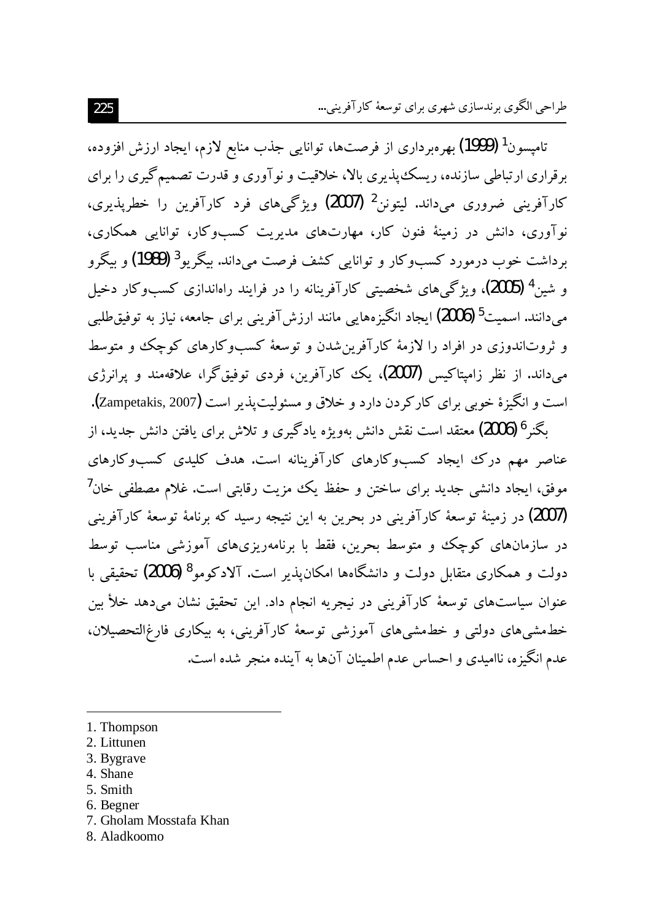تامپسون[1] (1999) بهره‌برداری از فرصت‌ها، توانایی جذب منابع لازم، ایجاد ارزش افزوده، برقراری ارتباطی سازنده، ریسک‌پذیری بالا، خلاقیت و نوآوری و قدرت تصمیم‌گیری را برای کارآفرینی ضروری می‌داند. لیتونن[2] (2007) ویژگی‌های فرد کارآفرین را خطرپذیری، نوآوری، دانش در زمینهٔ فنون کار، مهارت‌های مدیریت کسب‌وکار، توانایی همکاری، برداشت خوب درمورد کسب‌وکار و توانایی کشف فرصت می‌داند. بیگریو[3] (1989) و بیگرو و شین[4] (2005)، ویژگی‌های شخصیتی کارآفرینانه را در فرایند راه‌اندازی کسب‌وکار دخیل می‌دانند. اسمیت[5] (2006) ایجاد انگیزه‌هایی مانند ارزش‌آفرینی برای جامعه، نیاز به توفیق‌طلبی و ثروت‌اندوزی در افراد را لازمهٔ کارآفرین‌شدن و توسعهٔ کسب‌وکارهای کوچک و متوسط می‌داند. از نظر زامپیتاکیس (2007)، یک کارآفرین، فردی توفیق‌گرا، علاقه‌مند و پرانرژی است و انگیزهٔ خوبی برای کارکردن دارد و خلاق و مسئولیت‌پذیر است (Zampetakis, 2007).

بگنر[6] (2006) معتقد است نقش دانش به‌ویژه یادگیری و تلاش برای یافتن دانش جدید، از عناصر مهم درک ایجاد کسب‌وکارهای کارآفرینانه است. هدف کلیدی کسب‌وکارهای موفق، ایجاد دانشی جدید برای ساختن و حفظ یک مزیت رقابتی است. غلام مصطفی خان[7] (2007) در زمینهٔ توسعهٔ کارآفرینی در بحرین به این نتیجه رسید که برنامهٔ توسعهٔ کارآفرینی در سازمان‌های کوچک و متوسط بحرین، فقط با برنامه‌ریزی‌های آموزشی مناسب توسط دولت و همکاری متقابل دولت و دانشگاه‌ها امکان‌پذیر است. آلادکومو[8] (2006) تحقیقی با عنوان سیاست‌های توسعهٔ کارآفرینی در نیجریه انجام داد. این تحقیق نشان می‌دهد خلأ بین خط‌مشی‌های دولتی و خط‌مشی‌های آموزشی توسعهٔ کارآفرینی، به بیکاری فارغ‌التحصیلان، عدم انگیزه، ناامیدی و احساس عدم اطمینان آن‌ها به آینده منجر شده است.

---

1. Thompson
2. Littunen
3. Bygrave
4. Shane
5. Smith
6. Begner
7. Gholam Mosstafa Khan
8. Aladkoomo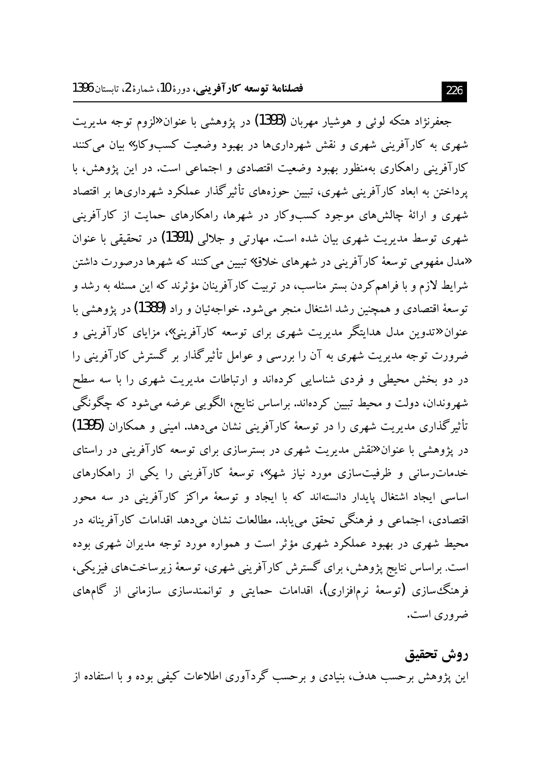جعفرنژاد هتکه لوئی و هوشیار مهربان (1393) در پژوهشی با عنوان «لزوم توجه مدیریت شهری به کارآفرینی شهری و نقش شهرداری‌ها در بهبود وضعیت کسب‌وکار» بیان می‌کنند کارآفرینی راهکاری به‌منظور بهبود وضعیت اقتصادی و اجتماعی است. در این پژوهش، با پرداختن به ابعاد کارآفرینی شهری، تبیین حوزه‌های تأثیرگذار عملکرد شهرداری‌ها بر اقتصاد شهری و ارائهٔ چالش‌های موجود کسب‌وکار در شهرها، راهکارهای حمایت از کارآفرینی شهری توسط مدیریت شهری بیان شده است. مهارتی و جلالی (1391) در تحقیقی با عنوان «مدل مفهومی توسعهٔ کارآفرینی در شهرهای خلاق» تبیین می‌کنند که شهرها درصورت داشتن شرایط لازم و با فراهم‌کردن بستر مناسب، در تربیت کارآفرینان مؤثرند که این مسئله به رشد و توسعهٔ اقتصادی و همچنین رشد اشتغال منجر می‌شود. خواجه‌ئیان و راد (1389) در پژوهشی با عنوان «تدوین مدل هدایتگر مدیریت شهری برای توسعه کارآفرینی»، مزایای کارآفرینی و ضرورت توجه مدیریت شهری به آن را بررسی و عوامل تأثیرگذار بر گسترش کارآفرینی را در دو بخش محیطی و فردی شناسایی کرده‌اند و ارتباطات مدیریت شهری را با سه سطح شهروندان، دولت و محیط تبیین کرده‌اند. براساس نتایج، الگویی عرضه می‌شود که چگونگی تأثیرگذاری مدیریت شهری را در توسعهٔ کارآفرینی نشان می‌دهد. امینی و همکاران (1395) در پژوهشی با عنوان «نقش مدیریت شهری در بسترسازی برای توسعه کارآفرینی در راستای خدمات‌رسانی و ظرفیت‌سازی مورد نیاز شهر»، توسعهٔ کارآفرینی را یکی از راهکارهای اساسی ایجاد اشتغال پایدار دانسته‌اند که با ایجاد و توسعهٔ مراکز کارآفرینی در سه محور اقتصادی، اجتماعی و فرهنگی تحقق می‌یابد. مطالعات نشان می‌دهد اقدامات کارآفرینانه در محیط شهری در بهبود عملکرد شهری مؤثر است و همواره مورد توجه مدیران شهری بوده است. براساس نتایج پژوهش، برای گسترش کارآفرینی شهری، توسعهٔ زیرساخت‌های فیزیکی، فرهنگ‌سازی (توسعهٔ نرم‌افزاری)، اقدامات حمایتی و توانمندسازی سازمانی از گام‌های ضروری است.

## روش تحقیق

این پژوهش برحسب هدف، بنیادی و برحسب گردآوری اطلاعات کیفی بوده و با استفاده از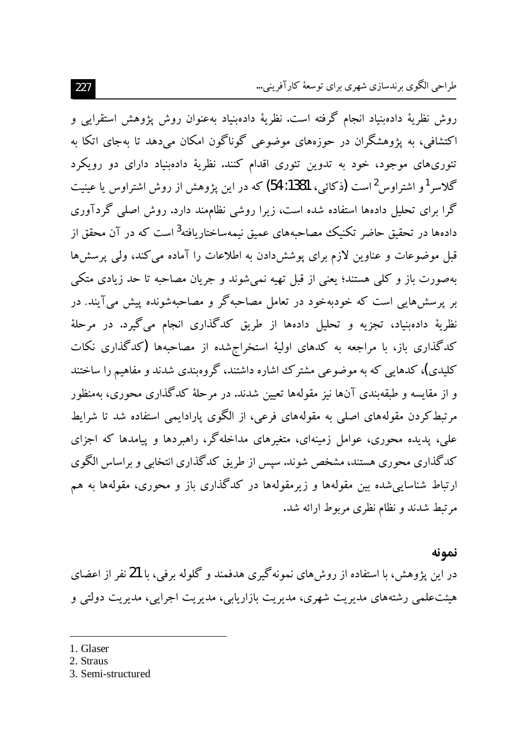روش نظریهٔ داده‌بنیاد انجام گرفته است. نظریهٔ داده‌بنیاد به‌عنوان روش پژوهش استقرایی و اکتشافی، به پژوهشگران در حوزه‌های موضوعی گوناگون امکان می‌دهد تا به‌جای اتکا به تئوری‌های موجود، خود به تدوین تئوری اقدام کنند. نظریهٔ داده‌بنیاد دارای دو رویکرد گلاسر[1] و اشتراوس[2] است (ذکائی، 1381: 54) که در این پژوهش از روش اشتراوس یا عینیت گرا برای تحلیل داده‌ها استفاده شده است، زیرا روشی نظام‌مند دارد. روش اصلی گردآوری داده‌ها در تحقیق حاضر تکنیک مصاحبه‌های عمیق نیمه‌ساختاریافته[3] است که در آن محقق از قبل موضوعات و عناوین لازم برای پوشش‌دادن به اطلاعات را آماده می‌کند، ولی پرسش‌ها به‌صورت باز و کلی هستند؛ یعنی از قبل تهیه نمی‌شوند و جریان مصاحبه تا حد زیادی متکی بر پرسش‌هایی است که خودبه‌خود در تعامل مصاحبه‌گر و مصاحبه‌شونده پیش می‌آیند. در نظریهٔ داده‌بنیاد، تجزیه و تحلیل داده‌ها از طریق کدگذاری انجام می‌گیرد. در مرحلهٔ کدگذاری باز، با مراجعه به کدهای اولیهٔ استخراج‌شده از مصاحبه‌ها (کدگذاری نکات کلیدی)، کدهایی که به موضوعی مشترک اشاره داشتند، گروه‌بندی شدند و مفاهیم را ساختند و از مقایسه و طبقه‌بندی آن‌ها نیز مقوله‌ها تعیین شدند. در مرحلهٔ کدگذاری محوری، به‌منظور مرتبط‌کردن مقوله‌های اصلی به مقوله‌های فرعی، از الگوی پارادایمی استفاده شد تا شرایط علی، پدیده محوری، عوامل زمینه‌ای، متغیرهای مداخله‌گر، راهبردها و پیامدها که اجزای کدگذاری محوری هستند، مشخص شوند. سپس از طریق کدگذاری انتخابی و براساس الگوی ارتباط شناسایی‌شده بین مقوله‌ها و زیرمقوله‌ها در کدگذاری باز و محوری، مقوله‌ها به هم مرتبط شدند و نظام نظری مربوط ارائه شد.

## نمونه

در این پژوهش، با استفاده از روش‌های نمونه‌گیری هدفمند و گلوله برفی، با 21 نفر از اعضای هیئت‌علمی رشته‌های مدیریت شهری، مدیریت بازاریابی، مدیریت اجرایی، مدیریت دولتی و

---

1. Glaser
2. Straus
3. Semi-structured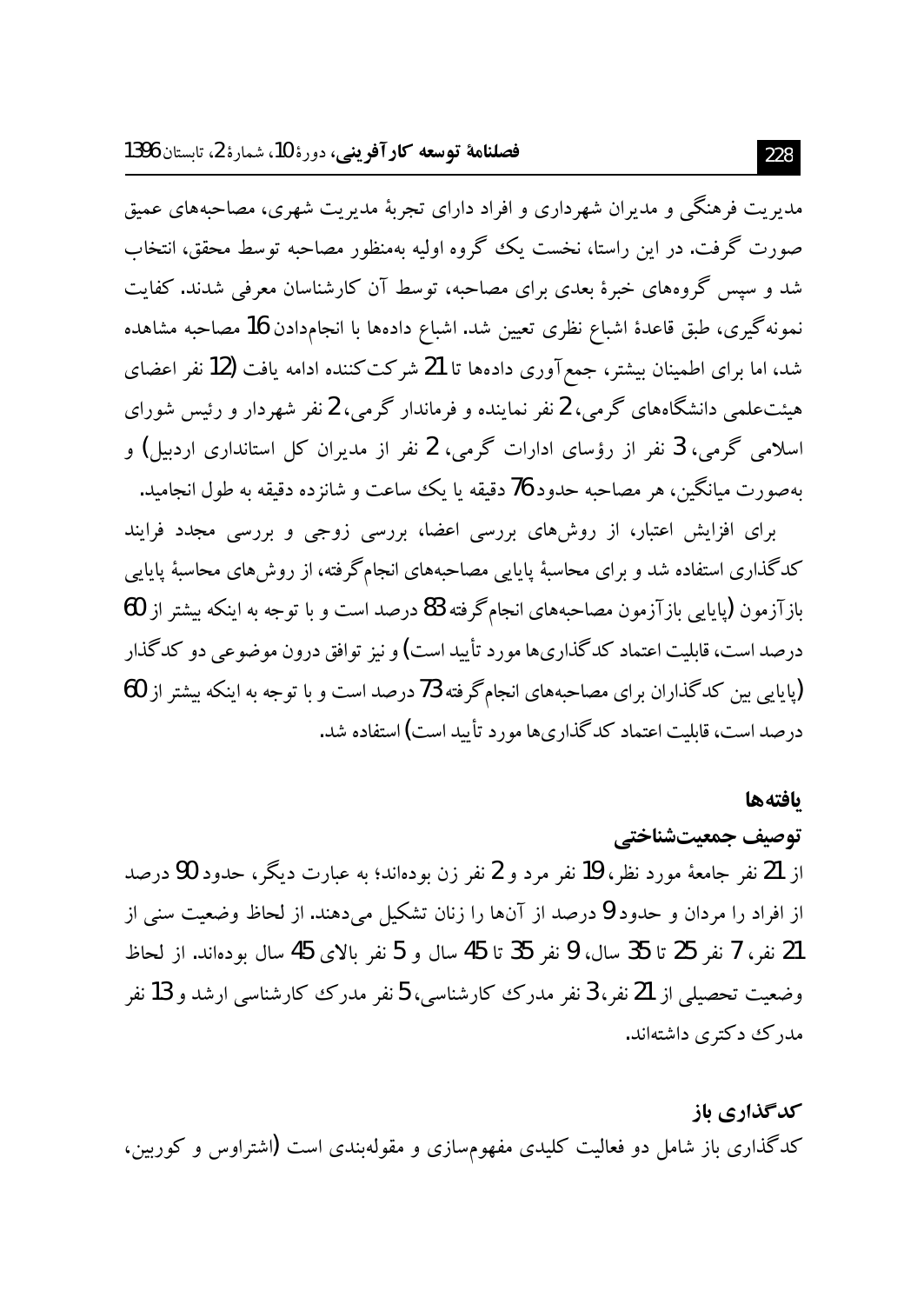مدیریت فرهنگی و مدیران شهرداری و افراد دارای تجربهٔ مدیریت شهری، مصاحبه‌های عمیق صورت گرفت. در این راستا، نخست یک گروه اولیه به‌منظور مصاحبه توسط محقق، انتخاب شد و سپس گروه‌های خبرهٔ بعدی برای مصاحبه، توسط آن کارشناسان معرفی شدند. کفایت نمونه‌گیری، طبق قاعدهٔ اشباع نظری تعیین شد. اشباع داده‌ها با انجام‌دادن 16 مصاحبه مشاهده شد، اما برای اطمینان بیشتر، جمع‌آوری داده‌ها تا 21 شرکت‌کننده ادامه یافت (12 نفر اعضای هیئت‌علمی دانشگاه‌های گرمی، 2 نفر نماینده و فرماندار گرمی، 2 نفر شهردار و رئیس شورای اسلامی گرمی، 3 نفر از رؤسای ادارات گرمی، 2 نفر از مدیران کل استانداری اردبیل) و به‌صورت میانگین، هر مصاحبه حدود 76 دقیقه یا یک ساعت و شانزده دقیقه به طول انجامید.

برای افزایش اعتبار، از روش‌های بررسی اعضا، بررسی زوجی و بررسی مجدد فرایند کدگذاری استفاده شد و برای محاسبهٔ پایایی مصاحبه‌های انجام‌گرفته، از روش‌های محاسبهٔ پایایی بازآزمون (پایایی بازآزمون مصاحبه‌های انجام‌گرفته 83 درصد است و با توجه به اینکه بیشتر از 60 درصد است، قابلیت اعتماد کدگذاری‌ها مورد تأیید است) و نیز توافق درون موضوعی دو کدگذار (پایایی بین کدگذاران برای مصاحبه‌های انجام‌گرفته 73 درصد است و با توجه به اینکه بیشتر از 60 درصد است، قابلیت اعتماد کدگذاری‌ها مورد تأیید است) استفاده شد.

## یافته‌ها

### توصیف جمعیت‌شناختی

از 21 نفر جامعهٔ مورد نظر، 19 نفر مرد و 2 نفر زن بوده‌اند؛ به عبارت دیگر، حدود 90 درصد از افراد را مردان و حدود 9 درصد از آن‌ها را زنان تشکیل می‌دهند. از لحاظ وضعیت سنی از 21 نفر، 7 نفر 25 تا 35 سال، 9 نفر 35 تا 45 سال و 5 نفر بالای 45 سال بوده‌اند. از لحاظ وضعیت تحصیلی از 21 نفر، 3 نفر مدرک کارشناسی، 5 نفر مدرک کارشناسی ارشد و 13 نفر مدرک دکتری داشته‌اند.

### کدگذاری باز

کدگذاری باز شامل دو فعالیت کلیدی مفهوم‌سازی و مقوله‌بندی است (اشتراوس و کوربین،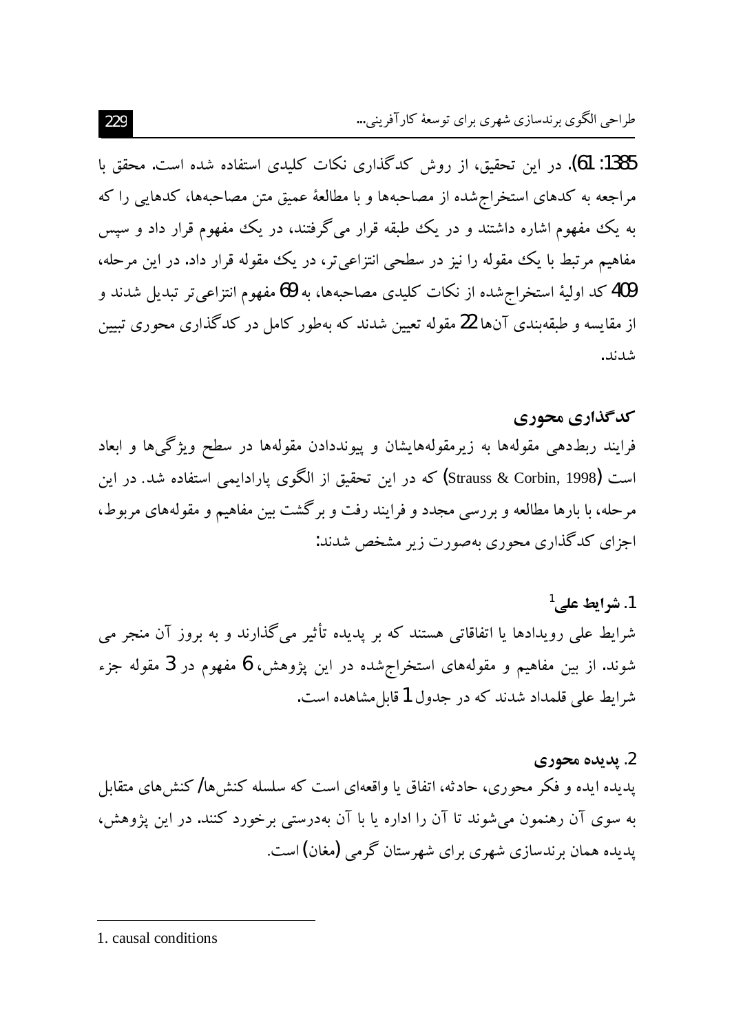1385: 61). در این تحقیق، از روش کدگذاری نکات کلیدی استفاده شده است. محقق با مراجعه به کدهای استخراج‌شده از مصاحبه‌ها و با مطالعهٔ عمیق متن مصاحبه‌ها، کدهایی را که به یک مفهوم اشاره داشتند و در یک طبقه قرار می‌گرفتند، در یک مفهوم قرار داد و سپس مفاهیم مرتبط با یک مقوله را نیز در سطحی انتزاعی‌تر، در یک مقوله قرار داد. در این مرحله، 409 کد اولیهٔ استخراج‌شده از نکات کلیدی مصاحبه‌ها، به 69 مفهوم انتزاعی‌تر تبدیل شدند و از مقایسه و طبقه‌بندی آن‌ها 22 مقوله تعیین شدند که به‌طور کامل در کدگذاری محوری تبیین شدند.

### کدگذاری محوری

فرایند ربط‌دهی مقوله‌ها به زیرمقوله‌هایشان و پیونددادن مقوله‌ها در سطح ویژگی‌ها و ابعاد است (Strauss & Corbin, 1998) که در این تحقیق از الگوی پارادایمی استفاده شد. در این مرحله، با بارها مطالعه و بررسی مجدد و فرایند رفت و برگشت بین مفاهیم و مقوله‌های مربوط، اجزای کدگذاری محوری به‌صورت زیر مشخص شدند:

#### 1. شرایط علی[1]

شرایط علی رویدادها یا اتفاقاتی هستند که بر پدیده تأثیر می‌گذارند و به بروز آن منجر می شوند. از بین مفاهیم و مقوله‌های استخراج‌شده در این پژوهش، 6 مفهوم در 3 مقوله جزء شرایط علی قلمداد شدند که در جدول 1 قابل‌مشاهده است.

#### 2. پدیده محوری

پدیده ایده و فکر محوری، حادثه، اتفاق یا واقعه‌ای است که سلسله کنش‌ها/ کنش‌های متقابل به سوی آن رهنمون می‌شوند تا آن را اداره یا با آن به‌درستی برخورد کنند. در این پژوهش، پدیده همان برندسازی شهری برای شهرستان گرمی (مغان) است.

---

1. causal conditions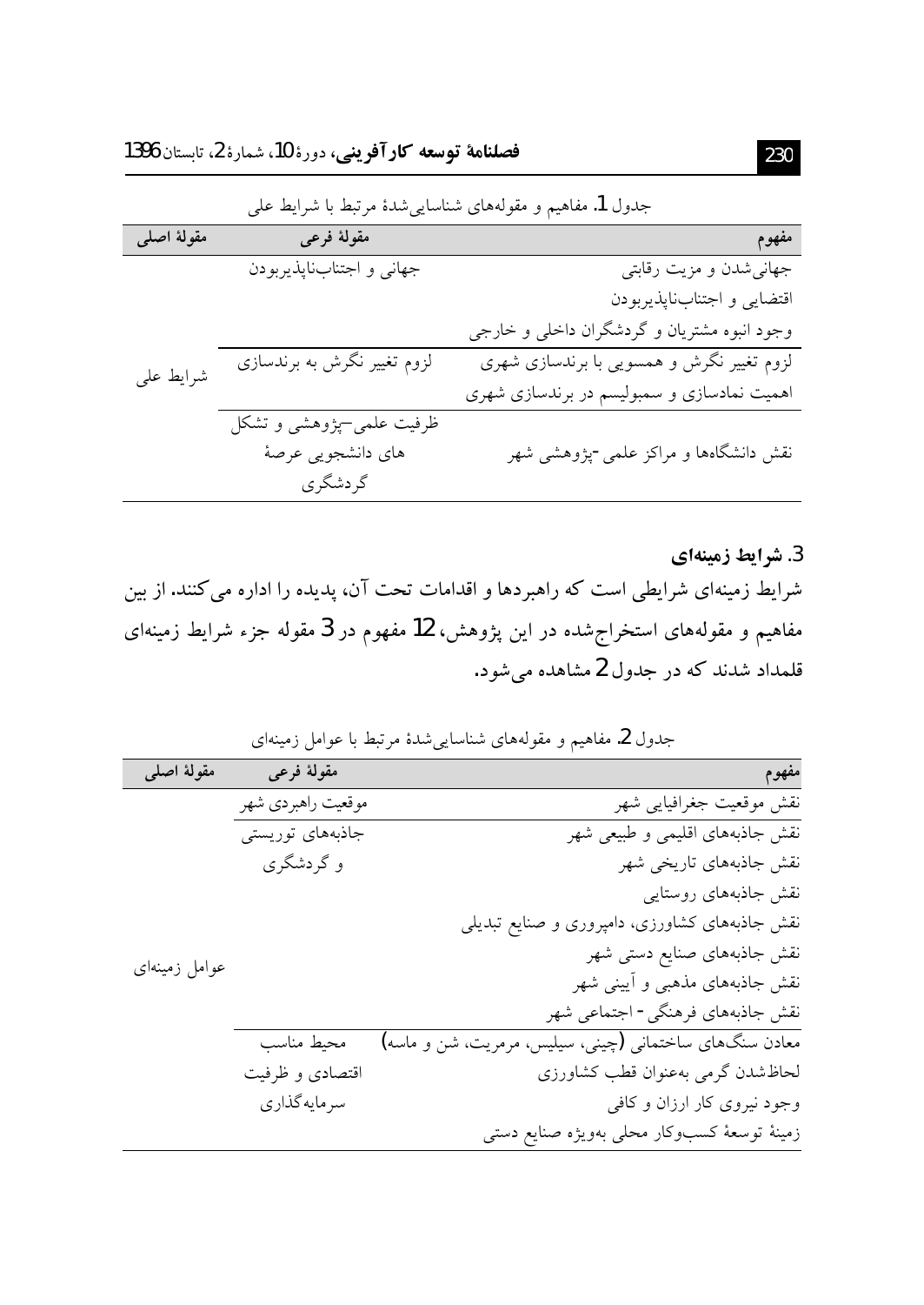جدول 1. مفاهیم و مقوله‌های شناسایی‌شدۀ مرتبط با شرایط علی

| مقولۀ اصلی | مقولۀ فرعی | مفهوم |
|---|---|---|
| شرایط علی | جهانی و اجتناب‌ناپذیربودن | جهانی‌شدن و مزیت رقابتی |
| | | اقتضایی و اجتناب‌ناپذیربودن |
| | | وجود انبوه مشتریان و گردشگران داخلی و خارجی |
| | لزوم تغییر نگرش به برندسازی | لزوم تغییر نگرش و همسویی با برندسازی شهری |
| | | اهمیت نمادسازی و سمبولیسم در برندسازی شهری |
| | ظرفیت علمی-پژوهشی و تشکل های دانشجویی عرصۀ گردشگری | نقش دانشگاه‌ها و مراکز علمی-پژوهشی شهر |

### 3. شرایط زمینه‌ای

شرایط زمینه‌ای شرایطی است که راهبردها و اقدامات تحت آن، پدیده را اداره می‌کنند. از بین مفاهیم و مقوله‌های استخراج‌شده در این پژوهش، 12 مفهوم در 3 مقوله جزء شرایط زمینه‌ای قلمداد شدند که در جدول 2 مشاهده می‌شود.

جدول 2. مفاهیم و مقوله‌های شناسایی‌شدۀ مرتبط با عوامل زمینه‌ای

| مقولۀ اصلی | مقولۀ فرعی | مفهوم |
|---|---|---|
| عوامل زمینه‌ای | موقعیت راهبردی شهر | نقش موقعیت جغرافیایی شهر |
| | جاذبه‌های توریستی و گردشگری | نقش جاذبه‌های اقلیمی و طبیعی شهر |
| | | نقش جاذبه‌های تاریخی شهر |
| | | نقش جاذبه‌های روستایی |
| | | نقش جاذبه‌های کشاورزی، دامپروری و صنایع تبدیلی |
| | | نقش جاذبه‌های صنایع دستی شهر |
| | | نقش جاذبه‌های مذهبی و آیینی شهر |
| | | نقش جاذبه‌های فرهنگی- اجتماعی شهر |
| | محیط مناسب اقتصادی و ظرفیت سرمایه‌گذاری | معادن سنگ‌های ساختمانی (چینی، سیلیس، مرمریت، شن و ماسه) |
| | | لحاظ‌شدن گرمی به‌عنوان قطب کشاورزی |
| | | وجود نیروی کار ارزان و کافی |
| | | زمینۀ توسعۀ کسب‌وکار محلی به‌ویژه صنایع دستی |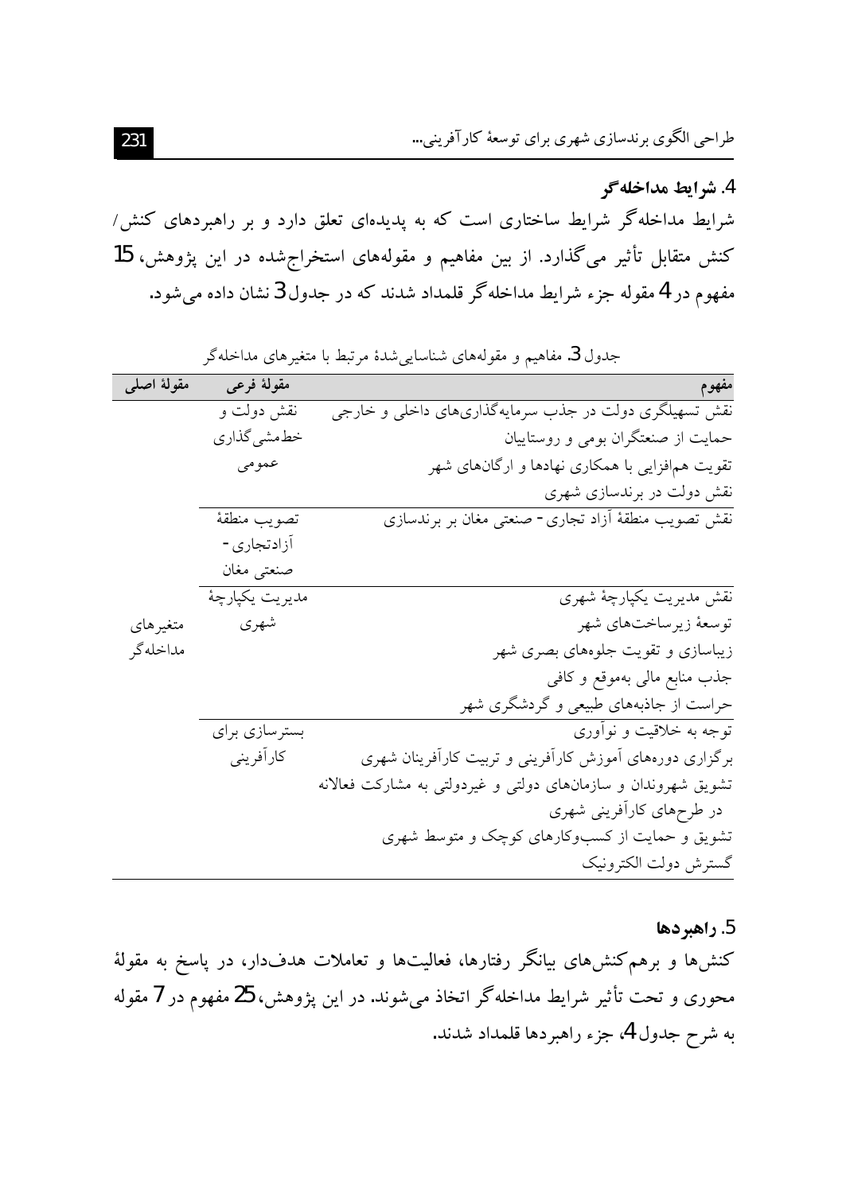### 4. شرایط مداخله‌گر

شرایط مداخله‌گر شرایط ساختاری است که به پدیده‌ای تعلق دارد و بر راهبردهای کنش/ کنش متقابل تأثیر می‌گذارد. از بین مفاهیم و مقوله‌های استخراج‌شده در این پژوهش، 15 مفهوم در 4 مقوله جزء شرایط مداخله‌گر قلمداد شدند که در جدول 3 نشان داده می‌شود.

جدول 3. مفاهیم و مقوله‌های شناسایی‌شدهٔ مرتبط با متغیرهای مداخله‌گر

| مقولهٔ اصلی | مقولهٔ فرعی | مفهوم |
|---|---|---|
| متغیرهای مداخله‌گر | نقش دولت و خط‌مشی‌گذاری عمومی | نقش تسهیلگری دولت در جذب سرمایه‌گذاری‌های داخلی و خارجی |
| | | حمایت از صنعتگران بومی و روستاییان |
| | | تقویت هم‌افزایی با همکاری نهادها و ارگان‌های شهر |
| | | نقش دولت در برندسازی شهری |
| | تصویب منطقهٔ آزادتجاری- صنعتی مغان | نقش تصویب منطقهٔ آزاد تجاری- صنعتی مغان بر برندسازی |
| | مدیریت یکپارچهٔ شهری | نقش مدیریت یکپارچهٔ شهری |
| | | توسعهٔ زیرساخت‌های شهر |
| | | زیباسازی و تقویت جلوه‌های بصری شهر |
| | | جذب منابع مالی به‌موقع و کافی |
| | | حراست از جاذبه‌های طبیعی و گردشگری شهر |
| | بسترسازی برای کارآفرینی | توجه به خلاقیت و نوآوری |
| | | برگزاری دوره‌های آموزش کارآفرینی و تربیت کارآفرینان شهری |
| | | تشویق شهروندان و سازمان‌های دولتی و غیردولتی به مشارکت فعالانه در طرح‌های کارآفرینی شهری |
| | | تشویق و حمایت از کسب‌وکارهای کوچک و متوسط شهری |
| | | گسترش دولت الکترونیک |

### 5. راهبردها

کنش‌ها و برهم‌کنش‌های بیانگر رفتارها، فعالیت‌ها و تعاملات هدف‌دار، در پاسخ به مقولهٔ محوری و تحت تأثیر شرایط مداخله‌گر اتخاذ می‌شوند. در این پژوهش، 25 مفهوم در 7 مقوله به شرح جدول 4، جزء راهبردها قلمداد شدند.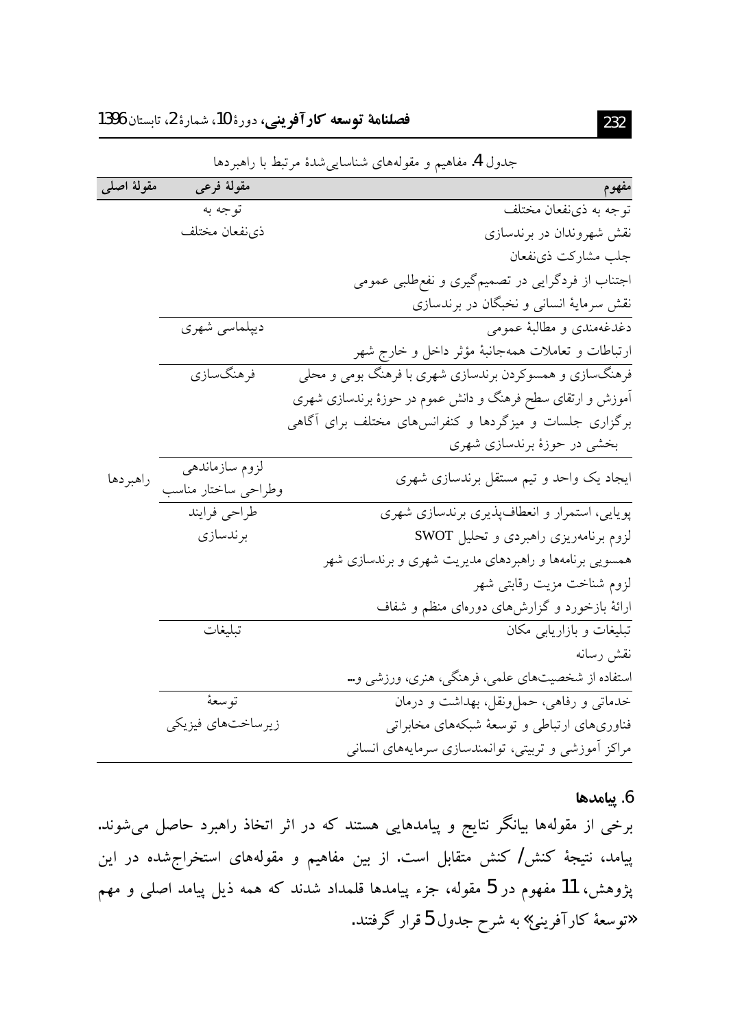جدول 4. مفاهیم و مقوله‌های شناسایی‌شدهٔ مرتبط با راهبردها

| مقولهٔ اصلی | مقولهٔ فرعی | مفهوم |
|---|---|---|
| راهبردها | توجه به ذی‌نفعان مختلف | توجه به ذی‌نفعان مختلف |
| | | نقش شهروندان در برندسازی |
| | | جلب مشارکت ذی‌نفعان |
| | | اجتناب از فردگرایی در تصمیم‌گیری و نفع‌طلبی عمومی |
| | | نقش سرمایهٔ انسانی و نخبگان در برندسازی |
| | دیپلماسی شهری | دغدغه‌مندی و مطالبهٔ عمومی |
| | | ارتباطات و تعاملات همه‌جانبهٔ مؤثر داخل و خارج شهر |
| | فرهنگ‌سازی | فرهنگ‌سازی و همسوکردن برندسازی شهری با فرهنگ بومی و محلی |
| | | آموزش و ارتقای سطح فرهنگ و دانش عموم در حوزهٔ برندسازی شهری |
| | | برگزاری جلسات و میزگردها و کنفرانس‌های مختلف برای آگاهی بخشی در حوزهٔ برندسازی شهری |
| | لزوم سازماندهی وطراحی ساختار مناسب | ایجاد یک واحد و تیم مستقل برندسازی شهری |
| | طراحی فرایند برندسازی | پویایی، استمرار و انعطاف‌پذیری برندسازی شهری |
| | | لزوم برنامه‌ریزی راهبردی و تحلیل SWOT |
| | | همسویی برنامه‌ها و راهبردهای مدیریت شهری و برندسازی شهر |
| | | لزوم شناخت مزیت رقابتی شهر |
| | | ارائهٔ بازخورد و گزارش‌های دوره‌ای منظم و شفاف |
| | تبلیغات | تبلیغات و بازاریابی مکان |
| | | نقش رسانه |
| | | استفاده از شخصیت‌های علمی، فرهنگی، هنری، ورزشی و... |
| | توسعهٔ زیرساخت‌های فیزیکی | خدماتی و رفاهی، حمل‌ونقل، بهداشت و درمان |
| | | فناوری‌های ارتباطی و توسعهٔ شبکه‌های مخابراتی |
| | | مراکز آموزشی و تربیتی، توانمندسازی سرمایه‌های انسانی |

### 6. پیامدها

برخی از مقوله‌ها بیانگر نتایج و پیامدهایی هستند که در اثر اتخاذ راهبرد حاصل می‌شوند. پیامد، نتیجهٔ کنش/ کنش متقابل است. از بین مفاهیم و مقوله‌های استخراج‌شده در این پژوهش، 11 مفهوم در 5 مقوله، جزء پیامدها قلمداد شدند که همه ذیل پیامد اصلی و مهم «توسعهٔ کارآفرینی» به شرح جدول 5 قرار گرفتند.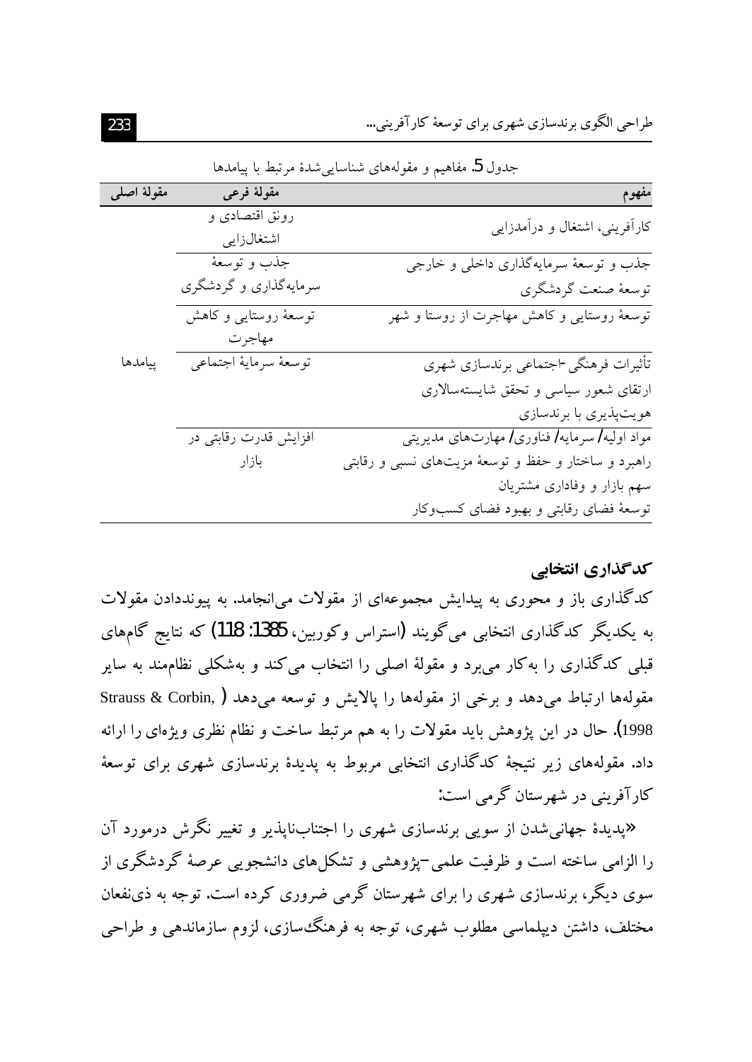جدول 5. مفاهیم و مقوله‌های شناسایی‌شدۀ مرتبط با پیامدها

| مفهوم | مقولۀ فرعی | مقولۀ اصلی |
|---|---|---|
| کارآفرینی، اشتغال و درآمدزایی | رونق اقتصادی و اشتغال‌زایی | پیامدها |
| جذب و توسعۀ سرمایه‌گذاری داخلی و خارجی<br>توسعۀ صنعت گردشگری | جذب و توسعۀ سرمایه‌گذاری و گردشگری | |
| توسعۀ روستایی و کاهش مهاجرت از روستا و شهر | توسعۀ روستایی و کاهش مهاجرت | |
| تأثیرات فرهنگی-اجتماعی برندسازی شهری<br>ارتقای شعور سیاسی و تحقق شایسته‌سالاری<br>هویت‌پذیری با برندسازی | توسعۀ سرمایۀ اجتماعی | |
| مواد اولیه/ سرمایه/ فناوری/ مهارت‌های مدیریتی<br>راهبرد و ساختار و حفظ و توسعۀ مزیت‌های نسبی و رقابتی<br>سهم بازار و وفاداری مشتریان<br>توسعۀ فضای رقابتی و بهبود فضای کسب‌وکار | افزایش قدرت رقابتی در بازار | |

## کدگذاری انتخابی

کدگذاری باز و محوری به پیدایش مجموعه‌ای از مقولات می‌انجامد. به پیونددادن مقولات به یکدیگر کدگذاری انتخابی می‌گویند (استراس وکوربین، 1385: 118) که نتایج گام‌های قبلی کدگذاری را به‌کار می‌برد و مقولۀ اصلی را انتخاب می‌کند و به‌شکلی نظام‌مند به سایر مقوله‌ها ارتباط می‌دهد و برخی از مقوله‌ها را پالایش و توسعه می‌دهد (Strauss & Corbin, 1998). حال در این پژوهش باید مقولات را به هم مرتبط ساخت و نظام نظری ویژه‌ای را ارائه داد. مقوله‌های زیر نتیجۀ کدگذاری انتخابی مربوط به پدیدۀ برندسازی شهری برای توسعۀ کارآفرینی در شهرستان گرمی است:

«پدیدۀ جهانی‌شدن از سویی برندسازی شهری را اجتناب‌ناپذیر و تغییر نگرش درمورد آن را الزامی ساخته است و ظرفیت علمی–پژوهشی و تشکل‌های دانشجویی عرصۀ گردشگری از سوی دیگر، برندسازی شهری را برای شهرستان گرمی ضروری کرده است. توجه به ذی‌نفعان مختلف، داشتن دیپلماسی مطلوب شهری، توجه به فرهنگ‌سازی، لزوم سازماندهی و طراحی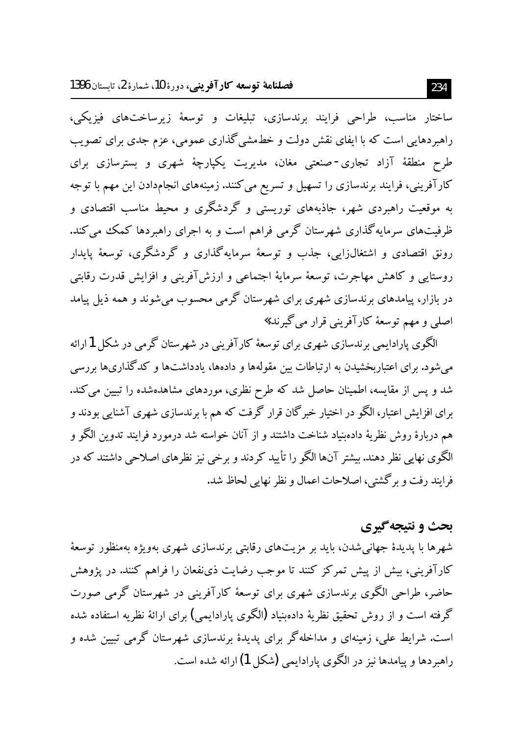ساختار مناسب، طراحی فرایند برندسازی، تبلیغات و توسعهٔ زیرساخت‌های فیزیکی، راهبردهایی است که با ایفای نقش دولت و خط‌مشی‌گذاری عمومی، عزم جدی برای تصویب طرح منطقهٔ آزاد تجاری-صنعتی مغان، مدیریت یکپارچهٔ شهری و بسترسازی برای کارآفرینی، فرایند برندسازی را تسهیل و تسریع می‌کنند. زمینه‌های انجام‌دادن این مهم با توجه به موقعیت راهبردی شهر، جاذبه‌های توریستی و گردشگری و محیط مناسب اقتصادی و ظرفیت‌های سرمایه‌گذاری شهرستان گرمی فراهم است و به اجرای راهبردها کمک می‌کند. رونق اقتصادی و اشتغال‌زایی، جذب و توسعهٔ سرمایه‌گذاری و گردشگری، توسعهٔ پایدار روستایی و کاهش مهاجرت، توسعهٔ سرمایهٔ اجتماعی و ارزش‌آفرینی و افزایش قدرت رقابتی در بازار، پیامدهای برندسازی شهری برای شهرستان گرمی محسوب می‌شوند و همه ذیل پیامد اصلی و مهم توسعهٔ کارآفرینی قرار می‌گیرند»

الگوی پارادایمی برندسازی شهری برای توسعهٔ کارآفرینی در شهرستان گرمی در شکل 1 ارائه می‌شود. برای اعتباربخشیدن به ارتباطات بین مقوله‌ها و داده‌ها، یادداشت‌ها و کدگذاری‌ها بررسی شد و پس از مقایسه، اطمینان حاصل شد که طرح نظری، موردهای مشاهده‌شده را تبیین می‌کند. برای افزایش اعتبار، الگو در اختیار خبرگان قرار گرفت که هم با برندسازی شهری آشنایی بودند و هم دربارهٔ روش نظریهٔ داده‌بنیاد شناخت داشتند و از آنان خواسته شد درمورد فرایند تدوین الگو و الگوی نهایی نظر دهند. بیشتر آن‌ها الگو را تأیید کردند و برخی نیز نظرهای اصلاحی داشتند که در فرایند رفت و برگشتی، اصلاحات اعمال و نظر نهایی لحاظ شد.

## بحث و نتیجه‌گیری

شهرها با پدیدهٔ جهانی‌شدن، باید بر مزیت‌های رقابتی برندسازی شهری به‌ویژه به‌منظور توسعهٔ کارآفرینی، بیش از پیش تمرکز کنند تا موجب رضایت ذی‌نفعان را فراهم کنند. در پژوهش حاضر، طراحی الگوی برندسازی شهری برای توسعهٔ کارآفرینی در شهرستان گرمی صورت گرفته است و از روش تحقیق نظریهٔ داده‌بنیاد (الگوی پارادایمی) برای ارائهٔ نظریه استفاده شده است. شرایط علی، زمینه‌ای و مداخله‌گر برای پدیدهٔ برندسازی شهرستان گرمی تبیین شده و راهبردها و پیامدها نیز در الگوی پارادایمی (شکل 1) ارائه شده است.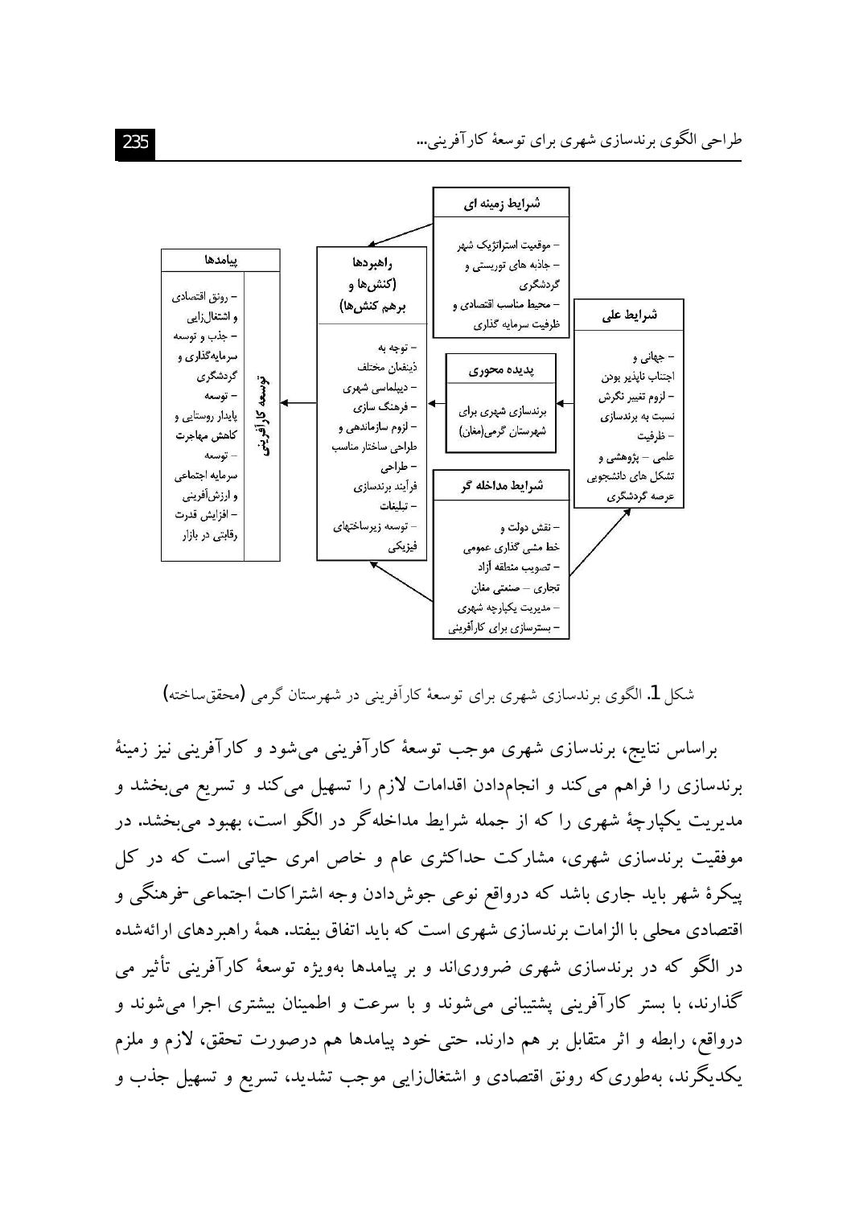**شرایط زمینه ای**

- موقعیت استراتژیک شهر
- جاذبه های توریستی و گردشگری
- محیط مناسب اقتصادی و ظرفیت سرمایه گذاری

**پیامدها**

**توسعهٔ کارآفرینی**

- رونق اقتصادی و اشتغال‌زایی
- جذب و توسعه سرمایه‌گذاری و گردشگری
- توسعه پایدار روستایی و کاهش مهاجرت
- توسعه سرمایه اجتماعی و ارزش‌آفرینی
- افزایش قدرت رقابتی در بازار

**راهبردها (کنش‌ها و برهم کنش‌ها)**

- توجه به ذینفعان مختلف
- دیپلماسی شهری
- فرهنگ سازی
- لزوم سازماندهی و طراحی ساختار مناسب
- طراحی فرآیند برندسازی
- تبلیغات
- توسعه زیرساختهای فیزیکی

**پدیده محوری**

برندسازی شهری برای شهرستان گرمی(مغان)

**شرایط علی**

- جهانی و اجتناب ناپذیر بودن
- لزوم تغییر نگرش نسبت به برندسازی
- ظرفیت علمی – پژوهشی و تشکل های دانشجویی عرصه گردشگری

**شرایط مداخله گر**

- نقش دولت و خط مشی گذاری عمومی
- تصویب منطقه آزاد تجاری – صنعتی مغان
- مدیریت یکپارچه شهری
- بسترسازی برای کارآفرینی

شکل 1. الگوی برندسازی شهری برای توسعهٔ کارآفرینی در شهرستان گرمی (محقق‌ساخته)

براساس نتایج، برندسازی شهری موجب توسعهٔ کارآفرینی می‌شود و کارآفرینی نیز زمینهٔ برندسازی را فراهم می‌کند و انجام‌دادن اقدامات لازم را تسهیل می‌کند و تسریع می‌بخشد و مدیریت یکپارچهٔ شهری را که از جمله شرایط مداخله‌گر در الگو است، بهبود می‌بخشد. در موفقیت برندسازی شهری، مشارکت حداکثری عام و خاص امری حیاتی است که در کل پیکرهٔ شهر باید جاری باشد که درواقع نوعی جوش‌دادن وجه اشتراکات اجتماعی-فرهنگی و اقتصادی محلی با الزامات برندسازی شهری است که باید اتفاق بیفتد. همهٔ راهبردهای ارائه‌شده در الگو که در برندسازی شهری ضروری‌اند و بر پیامدها به‌ویژه توسعهٔ کارآفرینی تأثیر می گذارند، با بستر کارآفرینی پشتیبانی می‌شوند و با سرعت و اطمینان بیشتری اجرا می‌شوند و درواقع، رابطه و اثر متقابل بر هم دارند. حتی خود پیامدها هم درصورت تحقق، لازم و ملزم یکدیگرند، به‌طوری‌که رونق اقتصادی و اشتغال‌زایی موجب تشدید، تسریع و تسهیل جذب و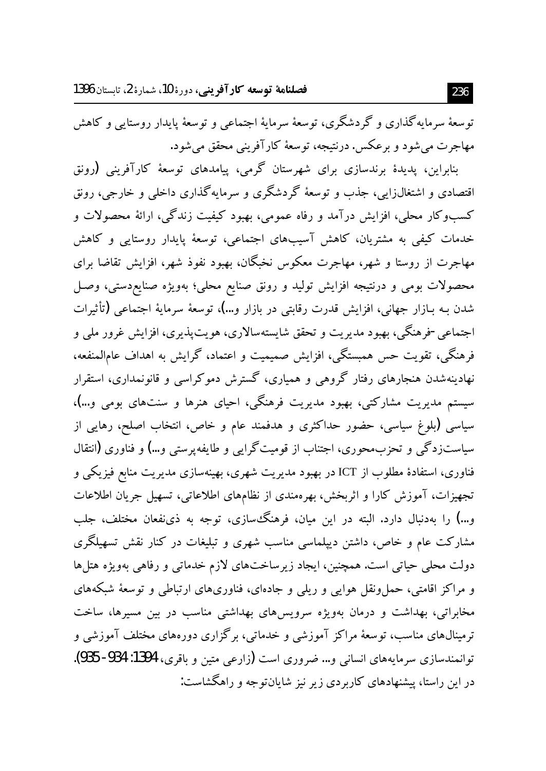توسعهٔ سرمایه‌گذاری و گردشگری، توسعهٔ سرمایهٔ اجتماعی و توسعهٔ پایدار روستایی و کاهش مهاجرت می‌شود و برعکس. درنتیجه، توسعهٔ کارآفرینی محقق می‌شود.

بنابراین، پدیدهٔ برندسازی برای شهرستان گرمی، پیامدهای توسعهٔ کارآفرینی (رونق اقتصادی و اشتغال‌زایی، جذب و توسعهٔ گردشگری و سرمایه‌گذاری داخلی و خارجی، رونق کسب‌وکار محلی، افزایش درآمد و رفاه عمومی، بهبود کیفیت زندگی، ارائهٔ محصولات و خدمات کیفی به مشتریان، کاهش آسیب‌های اجتماعی، توسعهٔ پایدار روستایی و کاهش مهاجرت از روستا و شهر، مهاجرت معکوس نخبگان، بهبود نفوذ شهر، افزایش تقاضا برای محصولات بومی و درنتیجه افزایش تولید و رونق صنایع محلی؛ به‌ویژه صنایع‌دستی، وصل شدن به بازار جهانی، افزایش قدرت رقابتی در بازار و...)، توسعهٔ سرمایهٔ اجتماعی (تأثیرات اجتماعی-فرهنگی، بهبود مدیریت و تحقق شایسته‌سالاری، هویت‌پذیری، افزایش غرور ملی و فرهنگی، تقویت حس همبستگی، افزایش صمیمیت و اعتماد، گرایش به اهداف عام‌المنفعه، نهادینه‌شدن هنجارهای رفتار گروهی و همیاری، گسترش دموکراسی و قانونمداری، استقرار سیستم مدیریت مشارکتی، بهبود مدیریت فرهنگی، احیای هنرها و سنت‌های بومی و...)، سیاسی (بلوغ سیاسی، حضور حداکثری و هدفمند عام و خاص، انتخاب اصلح، رهایی از سیاست‌زدگی و تحزب‌محوری، اجتناب از قومیت‌گرایی و طایفه‌پرستی و...) و فناوری (انتقال فناوری، استفادهٔ مطلوب از ICT در بهبود مدیریت شهری، بهینه‌سازی مدیریت منابع فیزیکی و تجهیزات، آموزش کارا و اثربخش، بهره‌مندی از نظام‌های اطلاعاتی، تسهیل جریان اطلاعات و...) را به‌دنبال دارد. البته در این میان، فرهنگ‌سازی، توجه به ذی‌نفعان مختلف، جلب مشارکت عام و خاص، داشتن دیپلماسی مناسب شهری و تبلیغات در کنار نقش تسهیلگری دولت محلی حیاتی است. همچنین، ایجاد زیرساخت‌های لازم خدماتی و رفاهی به‌ویژه هتل‌ها و مراکز اقامتی، حمل‌ونقل هوایی و ریلی و جاده‌ای، فناوری‌های ارتباطی و توسعهٔ شبکه‌های مخابراتی، بهداشت و درمان به‌ویژه سرویس‌های بهداشتی مناسب در بین مسیرها، ساخت ترمینال‌های مناسب، توسعهٔ مراکز آموزشی و خدماتی، برگزاری دوره‌های مختلف آموزشی و توانمندسازی سرمایه‌های انسانی و... ضروری است (زارعی متین و باقری، 1394: 934-935).

در این راستا، پیشنهادهای کاربردی زیر نیز شایان‌توجه و راهگشاست: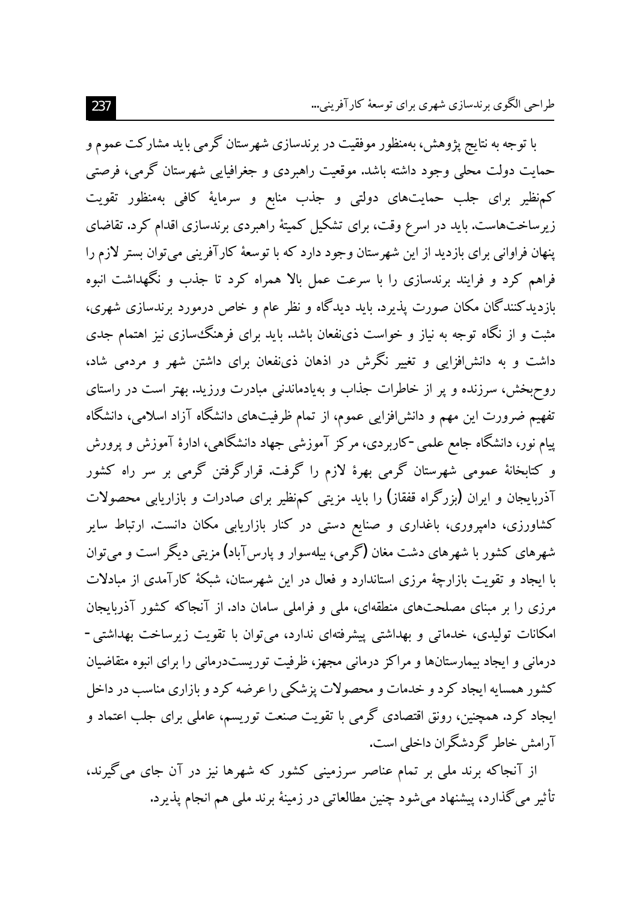با توجه به نتایج پژوهش، به‌منظور موفقیت در برندسازی شهرستان گرمی باید مشارکت عموم و حمایت دولت محلی وجود داشته باشد. موقعیت راهبردی و جغرافیایی شهرستان گرمی، فرصتی کم‌نظیر برای جلب حمایت‌های دولتی و جذب منابع و سرمایهٔ کافی به‌منظور تقویت زیرساخت‌هاست. باید در اسرع وقت، برای تشکیل کمیتهٔ راهبردی برندسازی اقدام کرد. تقاضای پنهان فراوانی برای بازدید از این شهرستان وجود دارد که با توسعهٔ کارآفرینی می‌توان بستر لازم را فراهم کرد و فرایند برندسازی را با سرعت عمل بالا همراه کرد تا جذب و نگهداشت انبوه بازدیدکنندگان مکان صورت پذیرد. باید دیدگاه و نظر عام و خاص درمورد برندسازی شهری، مثبت و از نگاه توجه به نیاز و خواست ذی‌نفعان باشد. باید برای فرهنگ‌سازی نیز اهتمام جدی داشت و به دانش‌افزایی و تغییر نگرش در اذهان ذی‌نفعان برای داشتن شهر و مردمی شاد، روح‌بخش، سرزنده و پر از خاطرات جذاب و به‌یادماندنی مبادرت ورزید. بهتر است در راستای تفهیم ضرورت این مهم و دانش‌افزایی عموم، از تمام ظرفیت‌های دانشگاه آزاد اسلامی، دانشگاه پیام نور، دانشگاه جامع علمی-کاربردی، مرکز آموزشی جهاد دانشگاهی، ادارهٔ آموزش و پرورش و کتابخانهٔ عمومی شهرستان گرمی بهرهٔ لازم را گرفت. قرارگرفتن گرمی بر سر راه کشور آذربایجان و ایران (بزرگراه قفقاز) را باید مزیتی کم‌نظیر برای صادرات و بازاریابی محصولات کشاورزی، دامپروری، باغداری و صنایع دستی در کنار بازاریابی مکان دانست. ارتباط سایر شهرهای کشور با شهرهای دشت مغان (گرمی، بیله‌سوار و پارس‌آباد) مزیتی دیگر است و می‌توان با ایجاد و تقویت بازارچهٔ مرزی استاندارد و فعال در این شهرستان، شبکهٔ کارآمدی از مبادلات مرزی را بر مبنای مصلحت‌های منطقه‌ای، ملی و فراملی سامان داد. از آنجاکه کشور آذربایجان امکانات تولیدی، خدماتی و بهداشتی پیشرفته‌ای ندارد، می‌توان با تقویت زیرساخت بهداشتی-درمانی و ایجاد بیمارستان‌ها و مراکز درمانی مجهز، ظرفیت توریست‌درمانی را برای انبوه متقاضیان کشور همسایه ایجاد کرد و خدمات و محصولات پزشکی را عرضه کرد و بازاری مناسب در داخل ایجاد کرد. همچنین، رونق اقتصادی گرمی با تقویت صنعت توریسم، عاملی برای جلب اعتماد و آرامش خاطر گردشگران داخلی است.

از آنجاکه برند ملی بر تمام عناصر سرزمینی کشور که شهرها نیز در آن جای می‌گیرند، تأثیر می‌گذارد، پیشنهاد می‌شود چنین مطالعاتی در زمینهٔ برند ملی هم انجام پذیرد.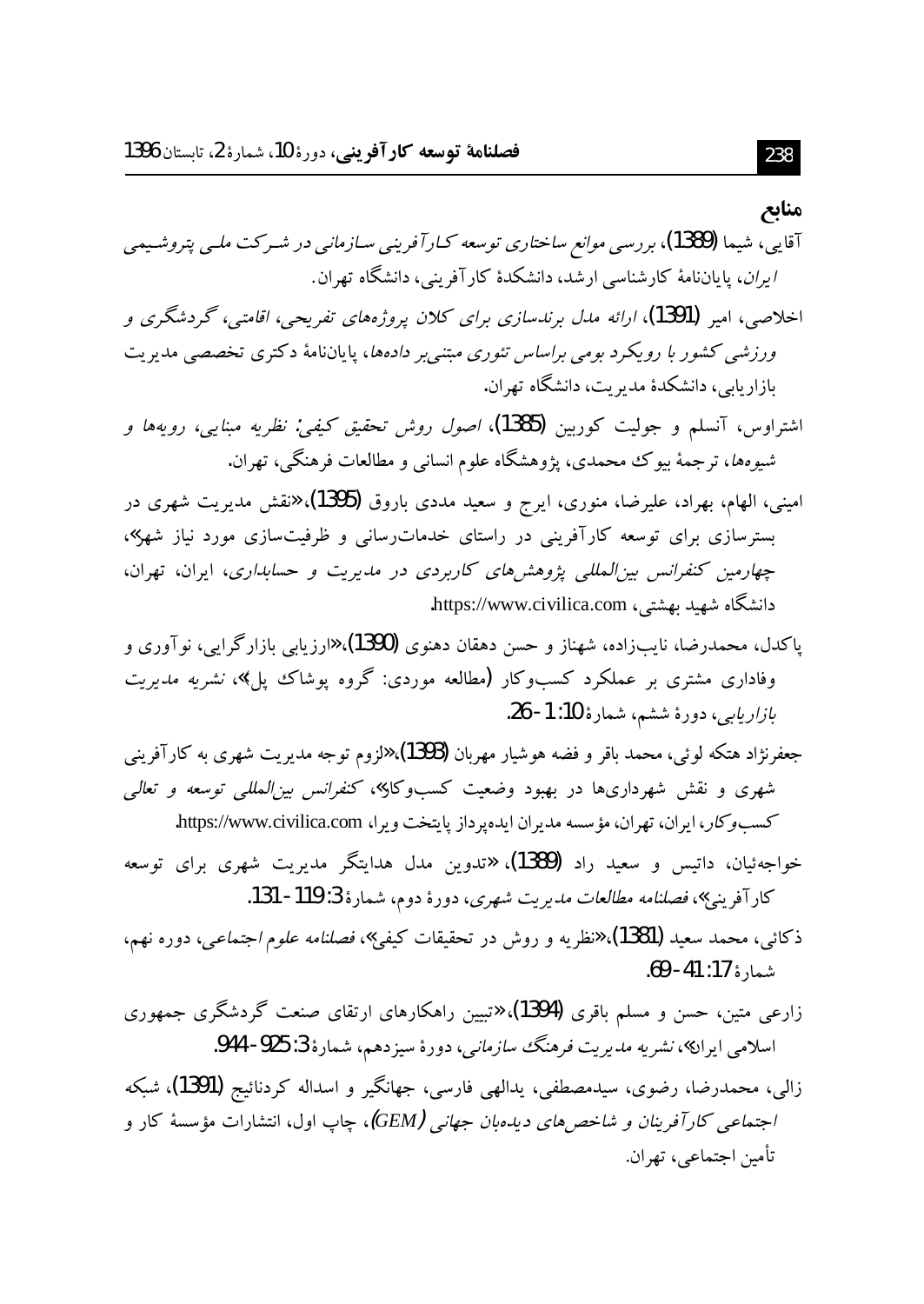## منابع

آقایی، شیما (1389)، *بررسی موانع ساختاری توسعه کارآفرینی سازمانی در شرکت ملی پتروشیمی ایران*، پایان‌نامهٔ کارشناسی ارشد، دانشکدهٔ کارآفرینی، دانشگاه تهران.

اخلاصی، امیر (1391)، *ارائه مدل برندسازی برای کلان پروژه‌های تفریحی، اقامتی، گردشگری و ورزشی کشور با رویکرد بومی براساس تئوری مبتنی‌بر داده‌ها*، پایان‌نامهٔ دکتری تخصصی مدیریت بازاریابی، دانشکدهٔ مدیریت، دانشگاه تهران.

اشتراوس، آنسلم و جولیت کوربین (1385)، *اصول روش تحقیق کیفی: نظریه مبنایی، رویه‌ها و شیوه‌ها*، ترجمهٔ بیوک محمدی، پژوهشگاه علوم انسانی و مطالعات فرهنگی، تهران.

امینی، الهام، بهراد، علیرضا، منوری، ایرج و سعید مددی باروق (1395)،«نقش مدیریت شهری در بسترسازی برای توسعه کارآفرینی در راستای خدمات‌رسانی و ظرفیت‌سازی مورد نیاز شهر»، *چهارمین کنفرانس بین‌المللی پژوهش‌های کاربردی در مدیریت و حسابداری*، ایران، تهران، دانشگاه شهید بهشتی، https://www.civilica.com.

پاکدل، محمدرضا، نایب‌زاده، شهناز و حسن دهقان دهنوی (1390)،«ارزیابی بازارگرایی، نوآوری و وفاداری مشتری بر عملکرد کسب‌وکار (مطالعه موردی: گروه پوشاک پل)»، *نشریه مدیریت بازاریابی*، دورهٔ ششم، شمارهٔ 10: 1-26.

جعفرنژاد هتکه لوئی، محمد باقر و فضه هوشیار مهربان (1393)،«لزوم توجه مدیریت شهری به کارآفرینی شهری و نقش شهرداری‌ها در بهبود وضعیت کسب‌وکار»، *کنفرانس بین‌المللی توسعه و تعالی کسب‌وکار*، ایران، تهران، مؤسسه مدیران ایده‌پرداز پایتخت ویرا، https://www.civilica.com.

خواجه‌ئیان، داتیس و سعید راد (1389)، «تدوین مدل هدایتگر مدیریت شهری برای توسعه کارآفرینی»، *فصلنامه مطالعات مدیریت شهری*، دورهٔ دوم، شمارهٔ 3: 119-131.

ذکائی، محمد سعید (1381)،«نظریه و روش در تحقیقات کیفی»، *فصلنامه علوم اجتماعی*، دوره نهم، شمارهٔ 17: 41-69.

زارعی متین، حسن و مسلم باقری (1394)،«تبیین راهکارهای ارتقای صنعت گردشگری جمهوری اسلامی ایران»، *نشریه مدیریت فرهنگ سازمانی*، دورهٔ سیزدهم، شمارهٔ 3: 925-944.

زالی، محمدرضا، رضوی، سیدمصطفی، یدالهی فارسی، جهانگیر و اسداله کردنائیج (1391)، *شبکه اجتماعی کارآفرینان و شاخص‌های دیده‌بان جهانی (GEM)*، چاپ اول، انتشارات مؤسسهٔ کار و تأمین اجتماعی، تهران.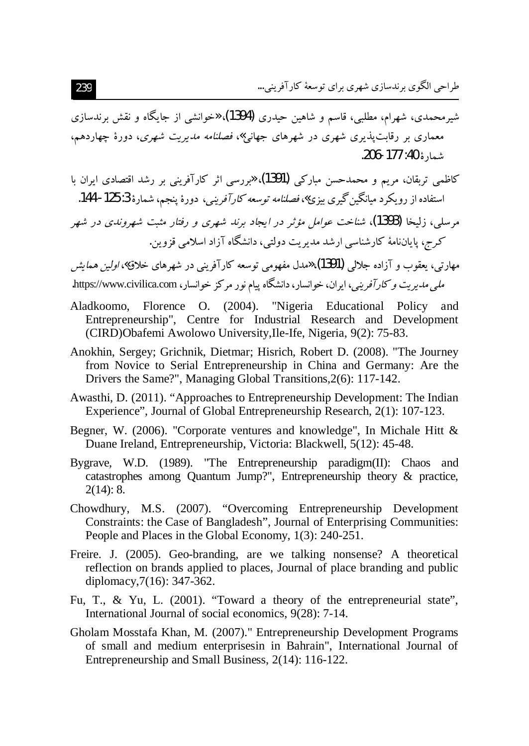شیرمحمدی، شهرام، مطلبی، قاسم و شاهین حیدری (1394)،«خوانشی از جایگاه و نقش برندسازی معماری بر رقابت‌پذیری شهری در شهرهای جهانی»، *فصلنامه مدیریت شهری*، دورهٔ چهاردهم، شمارهٔ 40: 177-206.

کاظمی تربقان، مریم و محمدحسن مبارکی (1391)،«بررسی اثر کارآفرینی بر رشد اقتصادی ایران با استفاده از رویکرد میانگین‌گیری بیزی»، *فصلنامه توسعه کارآفرینی*، دورهٔ پنجم، شمارهٔ 3: 125-144.

مرسلی، زلیخا (1393)، *شناخت عوامل مؤثر در ایجاد برند شهری و رفتار مثبت شهروندی در شهر کرج*، پایان‌نامهٔ کارشناسی ارشد مدیریت دولتی، دانشگاه آزاد اسلامی قزوین.

مهارتی، یعقوب و آزاده جلالی (1391)،«مدل مفهومی توسعه کارآفرینی در شهرهای خلاق»، *اولین همایش ملی مدیریت و کارآفرینی*، ایران، خوانسار، دانشگاه پیام نور مرکز خوانسار، https://www.civilica.com.

Aladkoomo, Florence O. (2004). "Nigeria Educational Policy and Entrepreneurship", Centre for Industrial Research and Development (CIRD)Obafemi Awolowo University,Ile-Ife, Nigeria, 9(2): 75-83.

Anokhin, Sergey; Grichnik, Dietmar; Hisrich, Robert D. (2008). "The Journey from Novice to Serial Entrepreneurship in China and Germany: Are the Drivers the Same?", Managing Global Transitions,2(6): 117-142.

Awasthi, D. (2011). "Approaches to Entrepreneurship Development: The Indian Experience", Journal of Global Entrepreneurship Research, 2(1): 107-123.

Begner, W. (2006). "Corporate ventures and knowledge", In Michale Hitt & Duane Ireland, Entrepreneurship, Victoria: Blackwell, 5(12): 45-48.

Bygrave, W.D. (1989). "The Entrepreneurship paradigm(II): Chaos and catastrophes among Quantum Jump?", Entrepreneurship theory & practice, 2(14): 8.

Chowdhury, M.S. (2007). "Overcoming Entrepreneurship Development Constraints: the Case of Bangladesh", Journal of Enterprising Communities: People and Places in the Global Economy, 1(3): 240-251.

Freire. J. (2005). Geo-branding, are we talking nonsense? A theoretical reflection on brands applied to places, Journal of place branding and public diplomacy,7(16): 347-362.

Fu, T., & Yu, L. (2001). "Toward a theory of the entrepreneurial state", International Journal of social economics, 9(28): 7-14.

Gholam Mosstafa Khan, M. (2007)." Entrepreneurship Development Programs of small and medium enterprisesin in Bahrain", International Journal of Entrepreneurship and Small Business, 2(14): 116-122.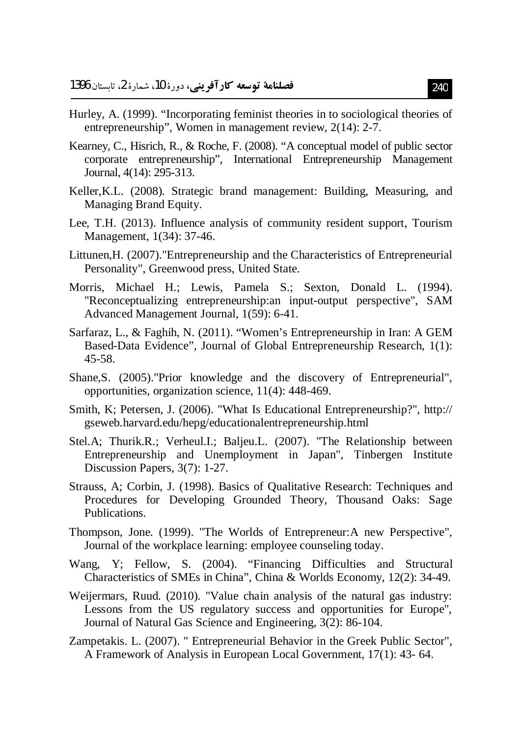Hurley, A. (1999). “Incorporating feminist theories in to sociological theories of entrepreneurship”, Women in management review, 2(14): 2-7.

Kearney, C., Hisrich, R., & Roche, F. (2008). “A conceptual model of public sector corporate entrepreneurship”, International Entrepreneurship Management Journal, 4(14): 295-313.

Keller,K.L. (2008). Strategic brand management: Building, Measuring, and Managing Brand Equity.

Lee, T.H. (2013). Influence analysis of community resident support, Tourism Management, 1(34): 37-46.

Littunen,H. (2007)."Entrepreneurship and the Characteristics of Entrepreneurial Personality", Greenwood press, United State.

Morris, Michael H.; Lewis, Pamela S.; Sexton, Donald L. (1994). "Reconceptualizing entrepreneurship:an input-output perspective", SAM Advanced Management Journal, 1(59): 6-41.

Sarfaraz, L., & Faghih, N. (2011). “Women’s Entrepreneurship in Iran: A GEM Based-Data Evidence”, Journal of Global Entrepreneurship Research, 1(1): 45-58.

Shane,S. (2005)."Prior knowledge and the discovery of Entrepreneurial", opportunities, organization science, 11(4): 448-469.

Smith, K; Petersen, J. (2006). "What Is Educational Entrepreneurship?", http:// gseweb.harvard.edu/hepg/educationalentrepreneurship.html

Stel.A; Thurik.R.; Verheul.I.; Baljeu.L. (2007). "The Relationship between Entrepreneurship and Unemployment in Japan", Tinbergen Institute Discussion Papers, 3(7): 1-27.

Strauss, A; Corbin, J. (1998). Basics of Qualitative Research: Techniques and Procedures for Developing Grounded Theory, Thousand Oaks: Sage Publications.

Thompson, Jone. (1999). "The Worlds of Entrepreneur:A new Perspective", Journal of the workplace learning: employee counseling today.

Wang, Y; Fellow, S. (2004). “Financing Difficulties and Structural Characteristics of SMEs in China”, China & Worlds Economy, 12(2): 34-49.

Weijermars, Ruud. (2010). "Value chain analysis of the natural gas industry: Lessons from the US regulatory success and opportunities for Europe", Journal of Natural Gas Science and Engineering, 3(2): 86-104.

Zampetakis. L. (2007). " Entrepreneurial Behavior in the Greek Public Sector", A Framework of Analysis in European Local Government, 17(1): 43- 64.